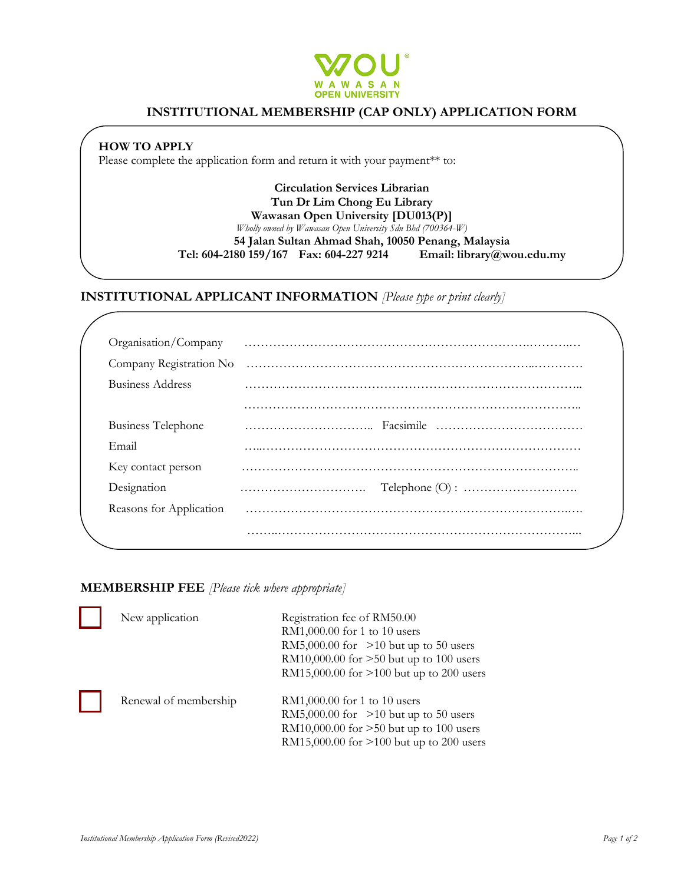WOU
WAWASAN
OPEN UNIVERSITY

# INSTITUTIONAL MEMBERSHIP (CAP ONLY) APPLICATION FORM

**HOW TO APPLY**

Please complete the application form and return it with your payment** to:

**Circulation Services Librarian**
**Tun Dr Lim Chong Eu Library**
**Wawasan Open University [DU013(P)]**
*Wholly owned by Wawasan Open University Sdn Bhd (700364-W)*
**54 Jalan Sultan Ahmad Shah, 10050 Penang, Malaysia**
**Tel: 604-2180 159/167 Fax: 604-227 9214 Email: library@wou.edu.my**

## INSTITUTIONAL APPLICANT INFORMATION *[Please type or print clearly]*

Organisation/Company ……………………………………………………………………………

Company Registration No ……………………………………………………………………………

Business Address ……………………………………………………………………………

……………………………………………………………………………

Business Telephone ………………………….. Facsimile ……………………………

Email ……………………………………………………………………………

Key contact person ……………………………………………………………………………

Designation …………………………. Telephone (O) : ……………………….

Reasons for Application ……………………………………………………………………………

……………………………………………………………………………

## MEMBERSHIP FEE *[Please tick where appropriate]*

☐ New application
- Registration fee of RM50.00
- RM1,000.00 for 1 to 10 users
- RM5,000.00 for >10 but up to 50 users
- RM10,000.00 for >50 but up to 100 users
- RM15,000.00 for >100 but up to 200 users

☐ Renewal of membership
- RM1,000.00 for 1 to 10 users
- RM5,000.00 for >10 but up to 50 users
- RM10,000.00 for >50 but up to 100 users
- RM15,000.00 for >100 but up to 200 users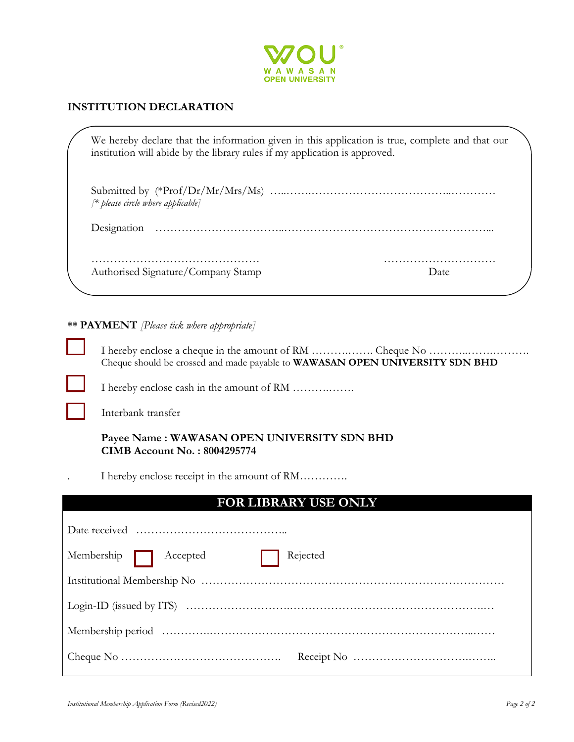WOU
WAWASAN
OPEN UNIVERSITY

## INSTITUTION DECLARATION

We hereby declare that the information given in this application is true, complete and that our institution will abide by the library rules if my application is approved.

Submitted by (*Prof/Dr/Mr/Mrs/Ms) …..…….…………………………….…………
*[* please circle where applicable]*

Designation ……………………………..………………………………………………...

……………………………………… ………………………….
Authorised Signature/Company Stamp Date

**** PAYMENT** *[Please tick where appropriate]*

☐ I hereby enclose a cheque in the amount of RM ………..……. Cheque No ………..……..……….
Cheque should be crossed and made payable to **WAWASAN OPEN UNIVERSITY SDN BHD**

☐ I hereby enclose cash in the amount of RM ………..…….

☐ Interbank transfer

**Payee Name : WAWASAN OPEN UNIVERSITY SDN BHD**
**CIMB Account No. : 8004295774**

. I hereby enclose receipt in the amount of RM………….

## FOR LIBRARY USE ONLY

Date received …………………………………..

Membership ☐ Accepted ☐ Rejected

Institutional Membership No ……………………………………………………………………

Login-ID (issued by ITS) ……………………….……………………………………….…

Membership period …………..……………………………………………………...……

Cheque No ……………………………………. Receipt No …………………………..……..